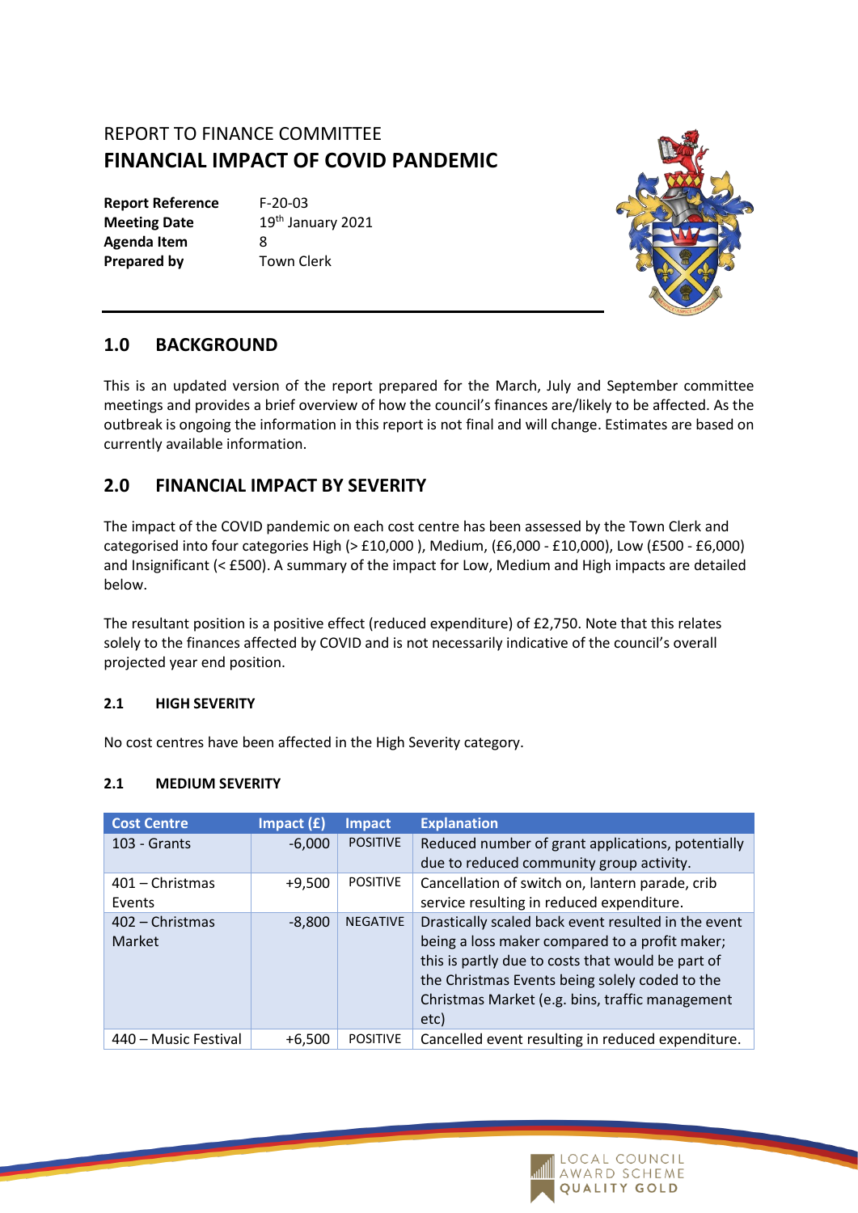REPORT TO FINANCE COMMITTEE

# FINANCIAL IMPACT OF COVID PANDEMIC

| | |
|---|---|
| **Report Reference** | F-20-03 |
| **Meeting Date** | 19th January 2021 |
| **Agenda Item** | 8 |
| **Prepared by** | Town Clerk |

## 1.0 BACKGROUND

This is an updated version of the report prepared for the March, July and September committee meetings and provides a brief overview of how the council's finances are/likely to be affected. As the outbreak is ongoing the information in this report is not final and will change. Estimates are based on currently available information.

## 2.0 FINANCIAL IMPACT BY SEVERITY

The impact of the COVID pandemic on each cost centre has been assessed by the Town Clerk and categorised into four categories High (> £10,000 ), Medium, (£6,000 - £10,000), Low (£500 - £6,000) and Insignificant (< £500). A summary of the impact for Low, Medium and High impacts are detailed below.

The resultant position is a positive effect (reduced expenditure) of £2,750. Note that this relates solely to the finances affected by COVID and is not necessarily indicative of the council's overall projected year end position.

### 2.1 HIGH SEVERITY

No cost centres have been affected in the High Severity category.

### 2.1 MEDIUM SEVERITY

| Cost Centre | Impact (£) | Impact | Explanation |
|---|---|---|---|
| 103 - Grants | -6,000 | POSITIVE | Reduced number of grant applications, potentially due to reduced community group activity. |
| 401 – Christmas Events | +9,500 | POSITIVE | Cancellation of switch on, lantern parade, crib service resulting in reduced expenditure. |
| 402 – Christmas Market | -8,800 | NEGATIVE | Drastically scaled back event resulted in the event being a loss maker compared to a profit maker; this is partly due to costs that would be part of the Christmas Events being solely coded to the Christmas Market (e.g. bins, traffic management etc) |
| 440 – Music Festival | +6,500 | POSITIVE | Cancelled event resulting in reduced expenditure. |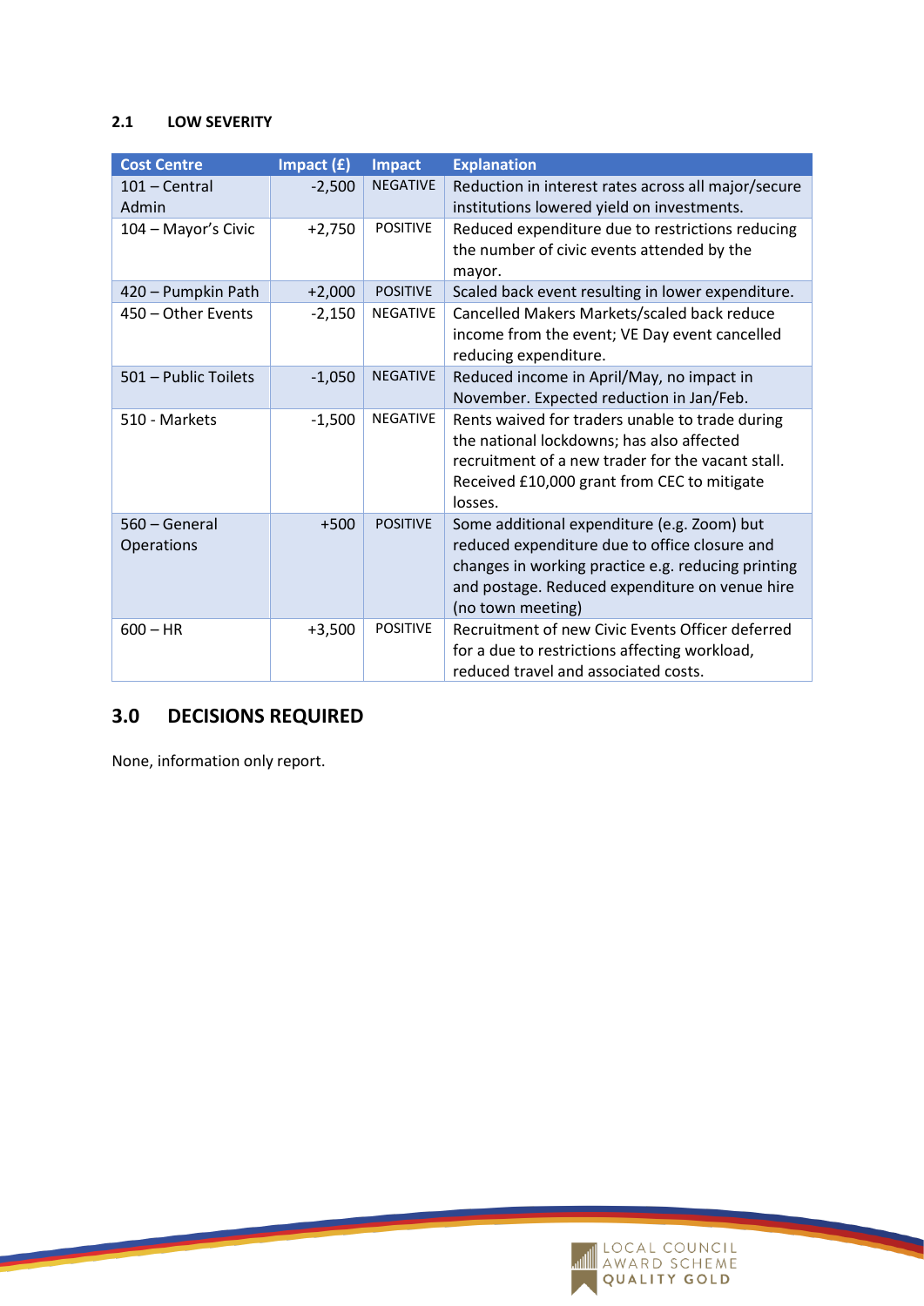### 2.1 LOW SEVERITY

| Cost Centre | Impact (£) | Impact | Explanation |
|---|---|---|---|
| 101 – Central Admin | -2,500 | NEGATIVE | Reduction in interest rates across all major/secure institutions lowered yield on investments. |
| 104 – Mayor's Civic | +2,750 | POSITIVE | Reduced expenditure due to restrictions reducing the number of civic events attended by the mayor. |
| 420 – Pumpkin Path | +2,000 | POSITIVE | Scaled back event resulting in lower expenditure. |
| 450 – Other Events | -2,150 | NEGATIVE | Cancelled Makers Markets/scaled back reduce income from the event; VE Day event cancelled reducing expenditure. |
| 501 – Public Toilets | -1,050 | NEGATIVE | Reduced income in April/May, no impact in November. Expected reduction in Jan/Feb. |
| 510 - Markets | -1,500 | NEGATIVE | Rents waived for traders unable to trade during the national lockdowns; has also affected recruitment of a new trader for the vacant stall. Received £10,000 grant from CEC to mitigate losses. |
| 560 – General Operations | +500 | POSITIVE | Some additional expenditure (e.g. Zoom) but reduced expenditure due to office closure and changes in working practice e.g. reducing printing and postage. Reduced expenditure on venue hire (no town meeting) |
| 600 – HR | +3,500 | POSITIVE | Recruitment of new Civic Events Officer deferred for a due to restrictions affecting workload, reduced travel and associated costs. |

## 3.0 DECISIONS REQUIRED

None, information only report.